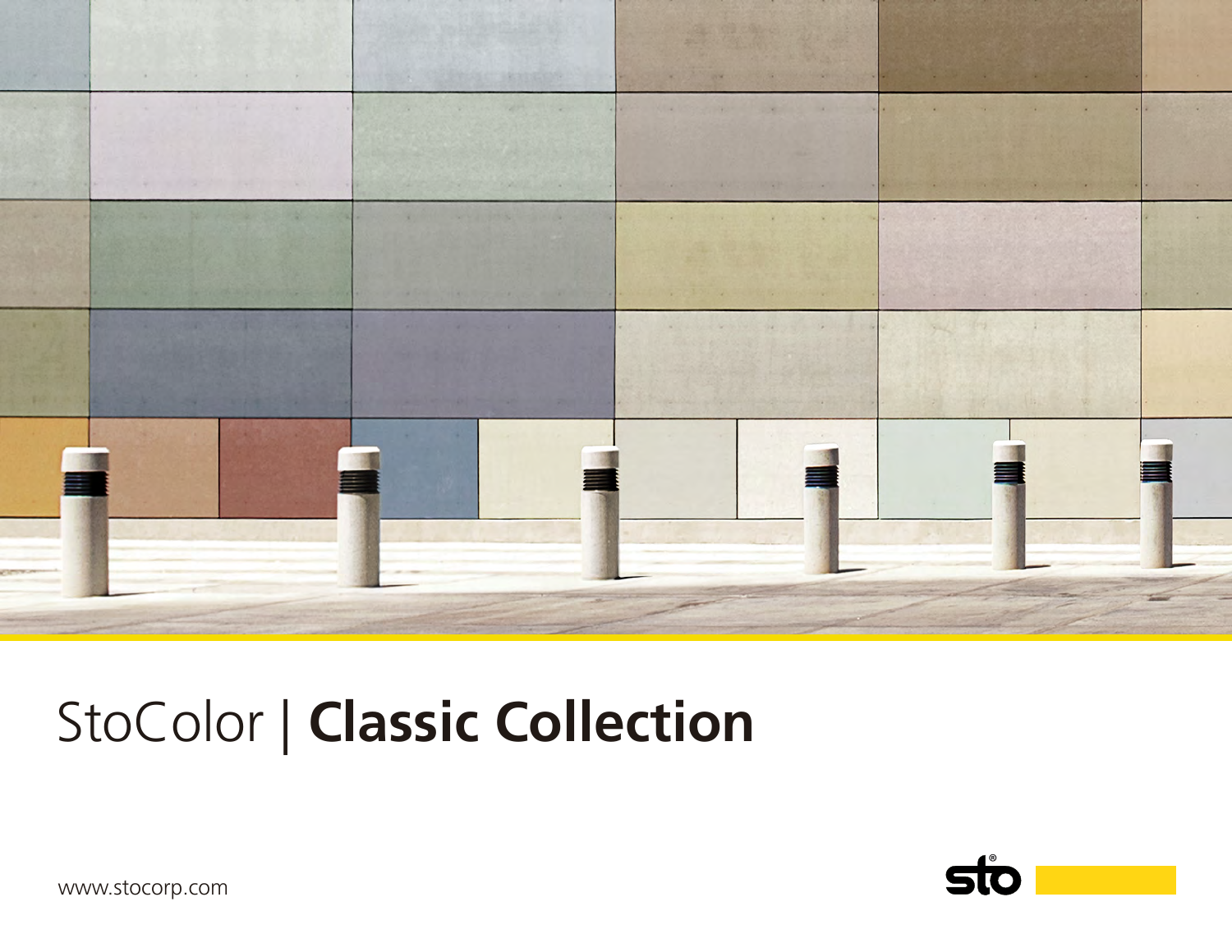# StoColor | **Classic Collection**

www.stocorp.com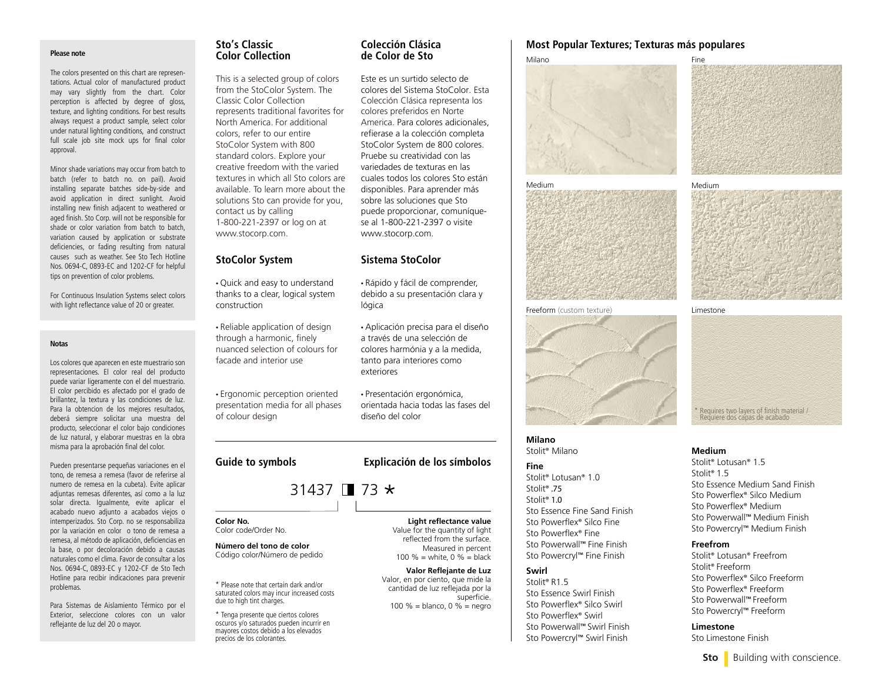**Please note**

The colors presented on this chart are representations. Actual color of manufactured product may vary slightly from the chart. Color perception is affected by degree of gloss, texture, and lighting conditions. For best results always request a product sample, select color under natural lighting conditions, and construct full scale job site mock ups for final color approval.

Minor shade variations may occur from batch to batch (refer to batch no. on pail). Avoid installing separate batches side-by-side and avoid application in direct sunlight. Avoid installing new finish adjacent to weathered or aged finish. Sto Corp. will not be responsible for shade or color variation from batch to batch, variation caused by application or substrate deficiencies, or fading resulting from natural causes such as weather. See Sto Tech Hotline Nos. 0694-C, 0893-EC and 1202-CF for helpful tips on prevention of color problems.

For Continuous Insulation Systems select colors with light reflectance value of 20 or greater.

**Notas**

Los colores que aparecen en este muestrario son representaciones. El color real del producto puede variar ligeramente con el del muestrario. El color percibido es afectado por el grado de brillantez, la textura y las condiciones de luz. Para la obtencion de los mejores resultados, deberá siempre solicitar una muestra del producto, seleccionar el color bajo condiciones de luz natural, y elaborar muestras en la obra misma para la aprobación final del color.

Pueden presentarse pequeñas variaciones en el tono, de remesa a remesa (favor de referirse al numero de remesa en la cubeta). Evite aplicar adjuntas remesas diferentes, así como a la luz solar directa. Igualmente, evite aplicar el acabado nuevo adjunto a acabados viejos o intemperizados. Sto Corp. no se responsabiliza por la variación en color o tono de remesa a remesa, al método de aplicación, deficiencias en la base, o por decoloración debido a causas naturales como el clima. Favor de consultar a los Nos. 0694-C, 0893-EC y 1202-CF de Sto Tech Hotline para recibir indicaciones para prevenir problemas.

Para Sistemas de Aislamiento Térmico por el Exterior, seleccione colores con un valor reflejante de luz del 20 o mayor.

## Sto's Classic Color Collection

This is a selected group of colors from the StoColor System. The Classic Color Collection represents traditional favorites for North America. For additional colors, refer to our entire StoColor System with 800 standard colors. Explore your creative freedom with the varied textures in which all Sto colors are available. To learn more about the solutions Sto can provide for you, contact us by calling 1-800-221-2397 or log on at www.stocorp.com.

## Colección Clásica de Color de Sto

Este es un surtido selecto de colores del Sistema StoColor. Esta Colección Clásica representa los colores preferidos en Norte America. Para colores adicionales, refierase a la colección completa StoColor System de 800 colores. Pruebe su creatividad con las variedades de texturas en las cuales todos los colores Sto están disponibles. Para aprender más sobre las soluciones que Sto puede proporcionar, comuníquese al 1-800-221-2397 o visite www.stocorp.com.

## StoColor System

- Quick and easy to understand thanks to a clear, logical system construction
- Reliable application of design through a harmonic, finely nuanced selection of colours for facade and interior use
- Ergonomic perception oriented presentation media for all phases of colour design

## Sistema StoColor

- Rápido y fácil de comprender, debido a su presentación clara y lógica
- Aplicación precisa para el diseño a través de una selección de colores harmónia y a la medida, tanto para interiores como exteriores
- Presentación ergonómica, orientada hacia todas las fases del diseño del color

## Guide to symbols

## Explicación de los símbolos

31437 ◨ 73 *

**Color No.**
Color code/Order No.

**Número del tono de color**
Código color/Número de pedido

**Light reflectance value**
Value for the quantity of light reflected from the surface. Measured in percent 100 % = white, 0 % = black

**Valor Reflejante de Luz**
Valor, en por ciento, que mide la cantidad de luz reflejada por la superficie. 100 % = blanco, 0 % = negro

* Please note that certain dark and/or saturated colors may incur increased costs due to high tint charges.

* Tenga presente que ciertos colores oscuros y/o saturados pueden incurrir en mayores costos debido a los elevados precios de los colorantes.

## Most Popular Textures; Texturas más populares

Milano

Fine

Medium

Medium

Freeform (custom texture)

Limestone

* Requires two layers of finish material / Requiere dos capas de acabado

**Milano**
Stolit® Milano

**Fine**
Stolit® Lotusan® 1.0
Stolit® .75
Stolit® 1.0
Sto Essence Fine Sand Finish
Sto Powerflex® Silco Fine
Sto Powerflex® Fine
Sto Powerwall™ Fine Finish
Sto Powercryl™ Fine Finish

**Swirl**
Stolit® R1.5
Sto Essence Swirl Finish
Sto Powerflex® Silco Swirl
Sto Powerflex® Swirl
Sto Powerwall™ Swirl Finish
Sto Powercryl™ Swirl Finish

**Medium**
Stolit® Lotusan® 1.5
Stolit® 1.5
Sto Essence Medium Sand Finish
Sto Powerflex® Silco Medium
Sto Powerflex® Medium
Sto Powerwall™ Medium Finish
Sto Powercryl™ Medium Finish

**Freefrom**
Stolit® Lotusan® Freefrom
Stolit® Freeform
Sto Powerflex® Silco Freeform
Sto Powerflex® Freeform
Sto Powerwall™ Freeform
Sto Powercryl™ Freeform

**Limestone**
Sto Limestone Finish

**Sto** Building with conscience.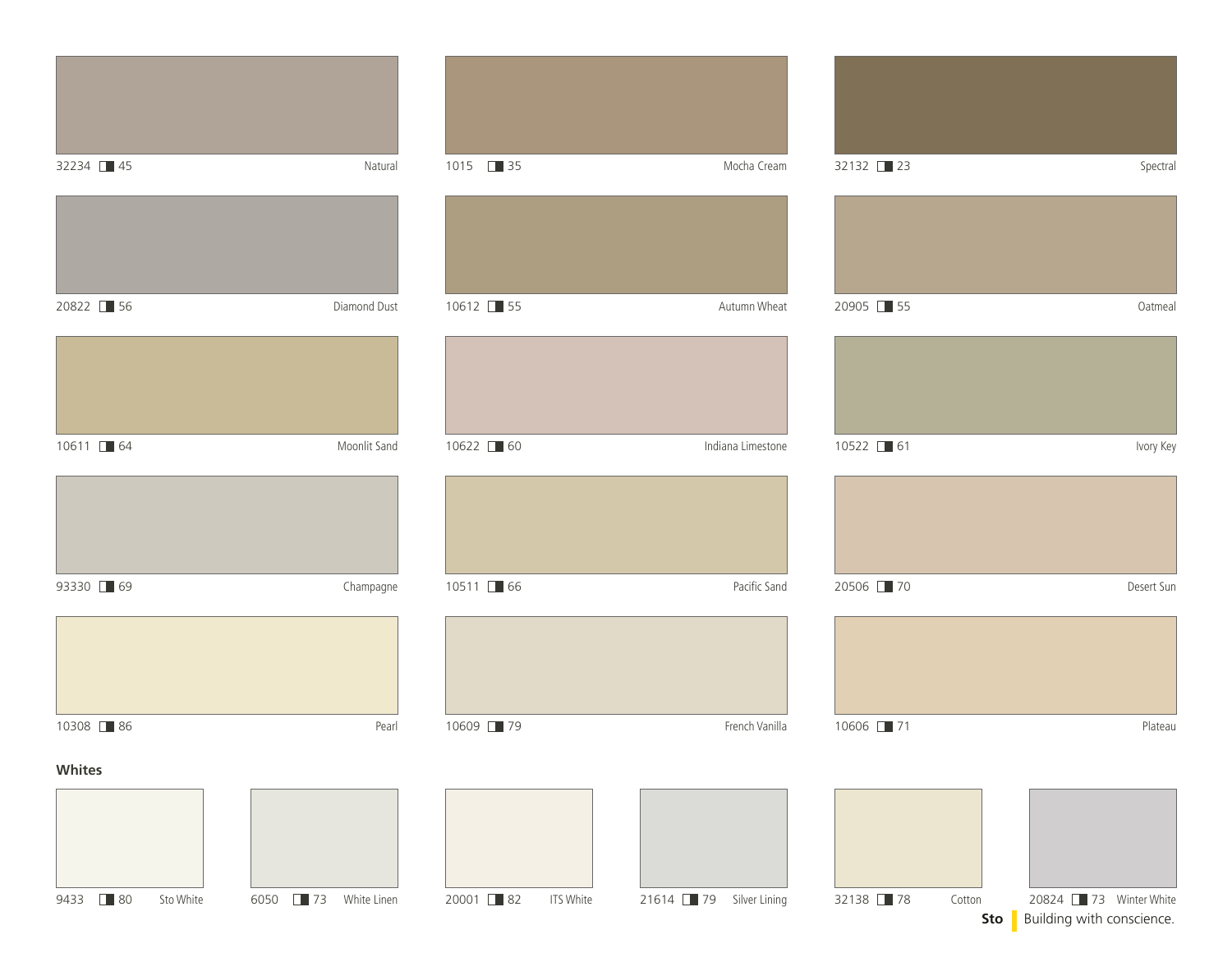32234 ◧ 45 Natural

1015 ◧ 35 Mocha Cream

32132 ◧ 23 Spectral

20822 ◧ 56 Diamond Dust

10612 ◧ 55 Autumn Wheat

20905 ◧ 55 Oatmeal

10611 ◧ 64 Moonlit Sand

10622 ◧ 60 Indiana Limestone

10522 ◧ 61 Ivory Key

93330 ◧ 69 Champagne

10511 ◧ 66 Pacific Sand

20506 ◧ 70 Desert Sun

10308 ◧ 86 Pearl

10609 ◧ 79 French Vanilla

10606 ◧ 71 Plateau

**Whites**

9433 ◧ 80 Sto White

6050 ◧ 73 White Linen

20001 ◧ 82 ITS White

21614 ◧ 79 Silver Lining

32138 ◧ 78 Cotton

20824 ◧ 73 Winter White

**Sto** Building with conscience.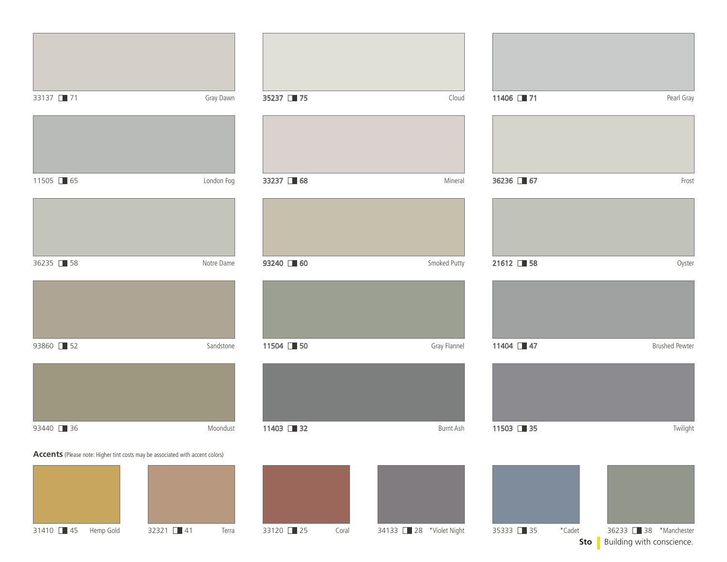33137 ◧ 71 Gray Dawn

35237 ◧ 75 Cloud

11406 ◧ 71 Pearl Gray

11505 ◧ 65 London Fog

33237 ◧ 68 Mineral

36236 ◧ 67 Frost

36235 ◧ 58 Notre Dame

93240 ◧ 60 Smoked Putty

21612 ◧ 58 Oyster

93860 ◧ 52 Sandstone

11504 ◧ 50 Gray Flannel

11404 ◧ 47 Brushed Pewter

93440 ◧ 36 Moondust

11403 ◧ 32 Burnt Ash

11503 ◧ 35 Twilight

**Accents** (Please note: Higher tint costs may be associated with accent colors)

31410 ◧ 45 Hemp Gold

32321 ◧ 41 Terra

33120 ◧ 25 Coral

34133 ◧ 28 *Violet Night

35333 ◧ 35 *Cadet

36233 ◧ 38 *Manchester

**Sto** Building with conscience.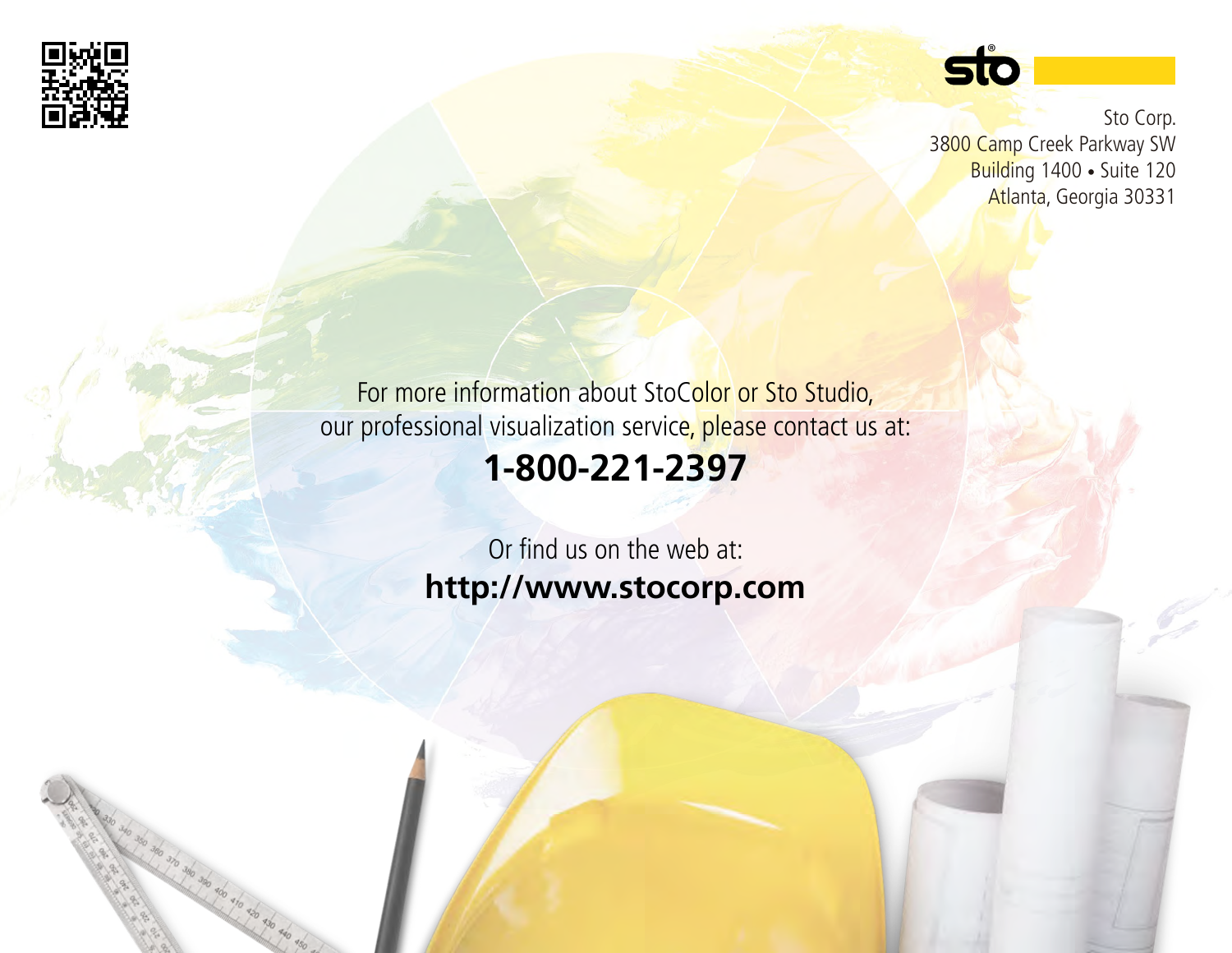Sto Corp.
3800 Camp Creek Parkway SW
Building 1400 • Suite 120
Atlanta, Georgia 30331

For more information about StoColor or Sto Studio,
our professional visualization service, please contact us at:

**1-800-221-2397**

Or find us on the web at:

**http://www.stocorp.com**